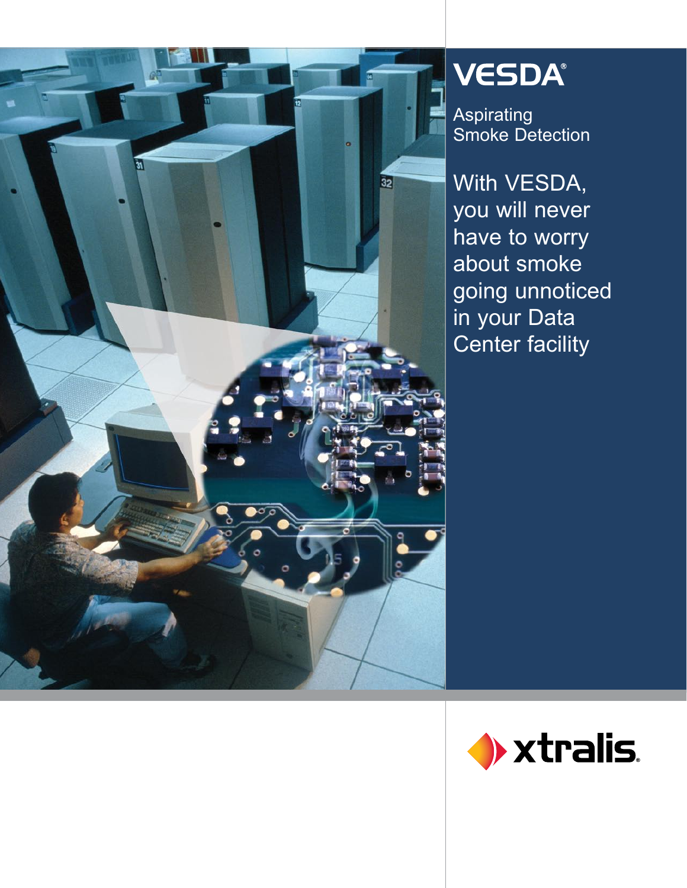# VESDA®

Aspirating Smoke Detection

## With VESDA, you will never have to worry about smoke going unnoticed in your Data Center facility

xtralis®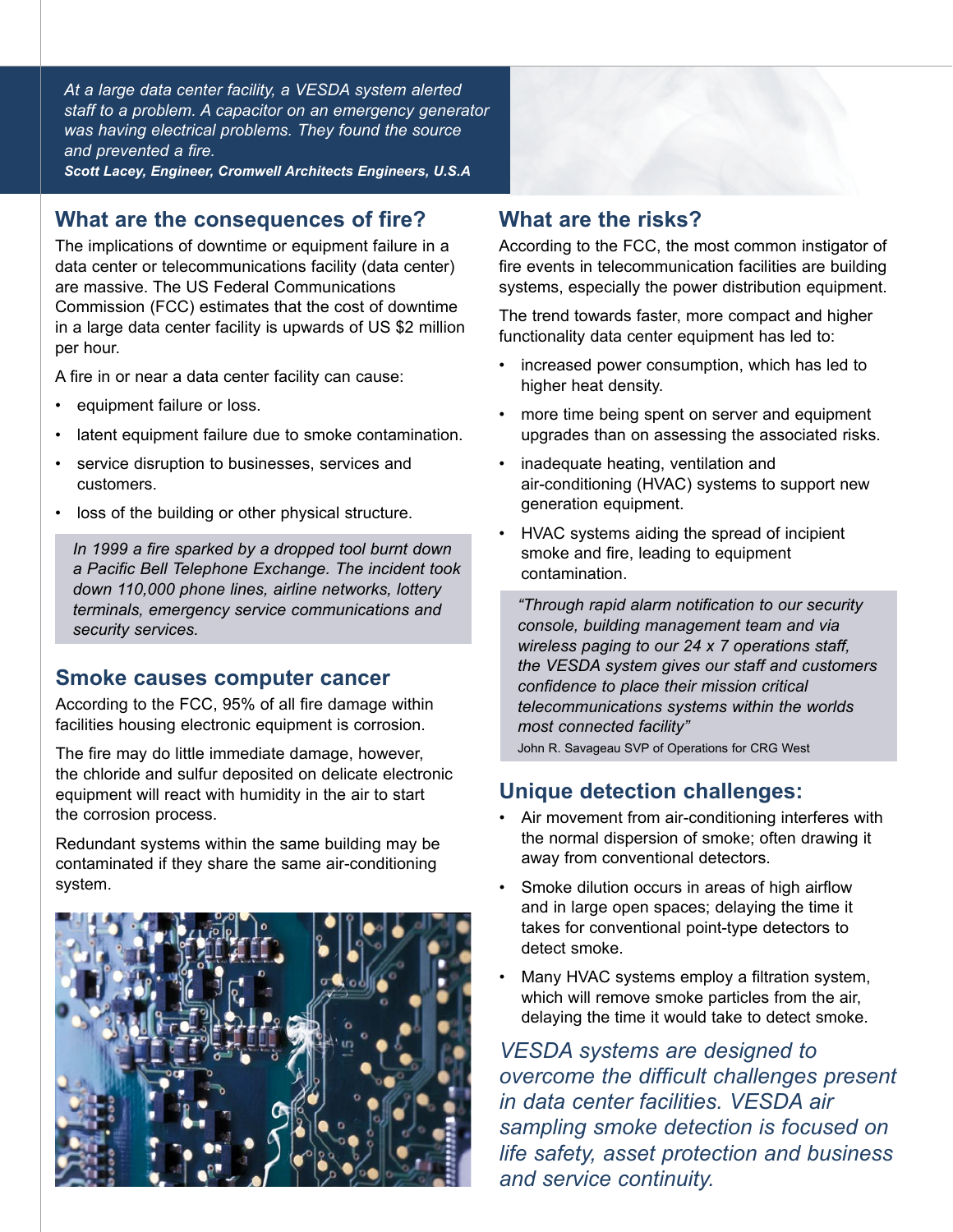*At a large data center facility, a VESDA system alerted staff to a problem. A capacitor on an emergency generator was having electrical problems. They found the source and prevented a fire.*
***Scott Lacey, Engineer, Cromwell Architects Engineers, U.S.A***

## What are the consequences of fire?

The implications of downtime or equipment failure in a data center or telecommunications facility (data center) are massive. The US Federal Communications Commission (FCC) estimates that the cost of downtime in a large data center facility is upwards of US $2 million per hour.

A fire in or near a data center facility can cause:

- equipment failure or loss.
- latent equipment failure due to smoke contamination.
- service disruption to businesses, services and customers.
- loss of the building or other physical structure.

*In 1999 a fire sparked by a dropped tool burnt down a Pacific Bell Telephone Exchange. The incident took down 110,000 phone lines, airline networks, lottery terminals, emergency service communications and security services.*

## Smoke causes computer cancer

According to the FCC, 95% of all fire damage within facilities housing electronic equipment is corrosion.

The fire may do little immediate damage, however, the chloride and sulfur deposited on delicate electronic equipment will react with humidity in the air to start the corrosion process.

Redundant systems within the same building may be contaminated if they share the same air-conditioning system.

## What are the risks?

According to the FCC, the most common instigator of fire events in telecommunication facilities are building systems, especially the power distribution equipment.

The trend towards faster, more compact and higher functionality data center equipment has led to:

- increased power consumption, which has led to higher heat density.
- more time being spent on server and equipment upgrades than on assessing the associated risks.
- inadequate heating, ventilation and air-conditioning (HVAC) systems to support new generation equipment.
- HVAC systems aiding the spread of incipient smoke and fire, leading to equipment contamination.

*"Through rapid alarm notification to our security console, building management team and via wireless paging to our 24 x 7 operations staff, the VESDA system gives our staff and customers confidence to place their mission critical telecommunications systems within the worlds most connected facility"*
John R. Savageau SVP of Operations for CRG West

## Unique detection challenges:

- Air movement from air-conditioning interferes with the normal dispersion of smoke; often drawing it away from conventional detectors.
- Smoke dilution occurs in areas of high airflow and in large open spaces; delaying the time it takes for conventional point-type detectors to detect smoke.
- Many HVAC systems employ a filtration system, which will remove smoke particles from the air, delaying the time it would take to detect smoke.

*VESDA systems are designed to overcome the difficult challenges present in data center facilities. VESDA air sampling smoke detection is focused on life safety, asset protection and business and service continuity.*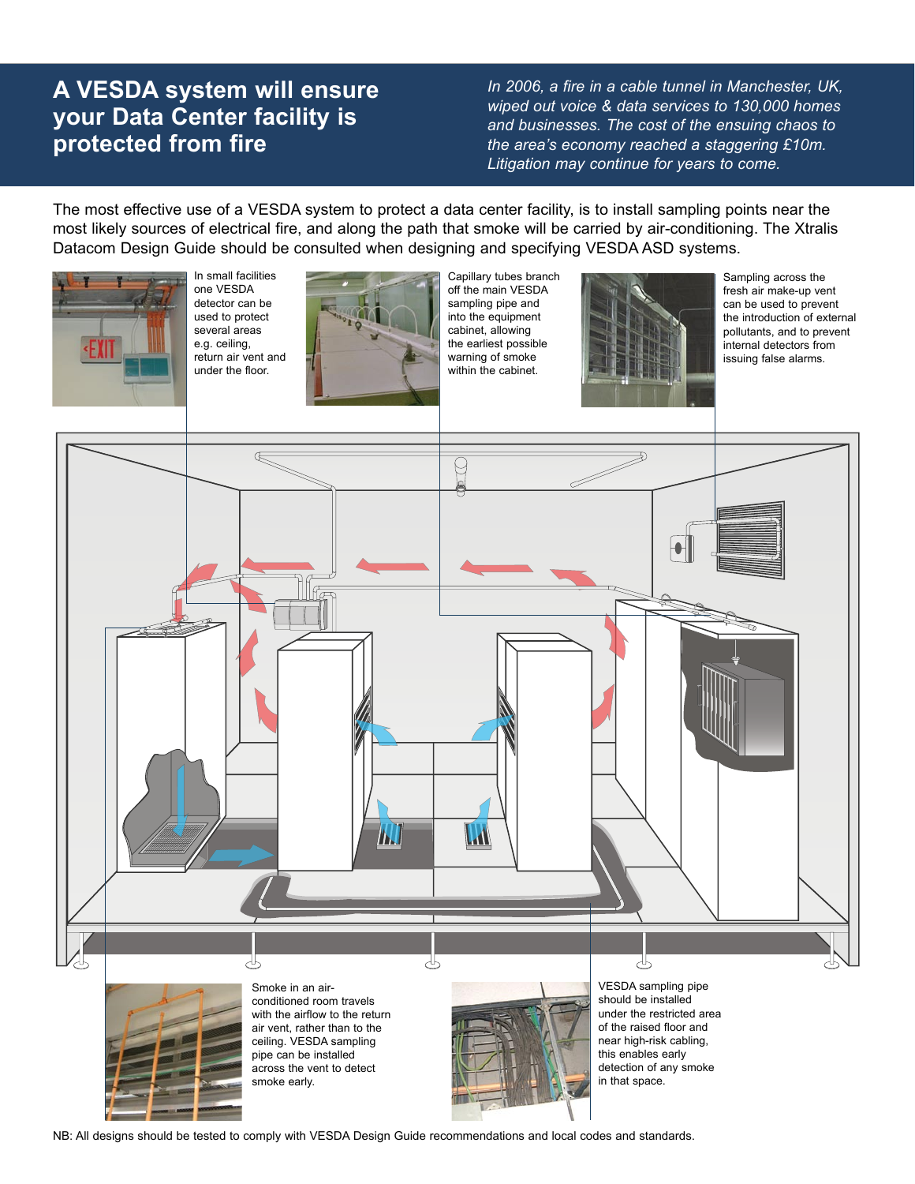# A VESDA system will ensure your Data Center facility is protected from fire

*In 2006, a fire in a cable tunnel in Manchester, UK, wiped out voice & data services to 130,000 homes and businesses. The cost of the ensuing chaos to the area's economy reached a staggering £10m. Litigation may continue for years to come.*

The most effective use of a VESDA system to protect a data center facility, is to install sampling points near the most likely sources of electrical fire, and along the path that smoke will be carried by air-conditioning. The Xtralis Datacom Design Guide should be consulted when designing and specifying VESDA ASD systems.

In small facilities one VESDA detector can be used to protect several areas e.g. ceiling, return air vent and under the floor.

Capillary tubes branch off the main VESDA sampling pipe and into the equipment cabinet, allowing the earliest possible warning of smoke within the cabinet.

Sampling across the fresh air make-up vent can be used to prevent the introduction of external pollutants, and to prevent internal detectors from issuing false alarms.

Smoke in an air-conditioned room travels with the airflow to the return air vent, rather than to the ceiling. VESDA sampling pipe can be installed across the vent to detect smoke early.

VESDA sampling pipe should be installed under the restricted area of the raised floor and near high-risk cabling, this enables early detection of any smoke in that space.

NB: All designs should be tested to comply with VESDA Design Guide recommendations and local codes and standards.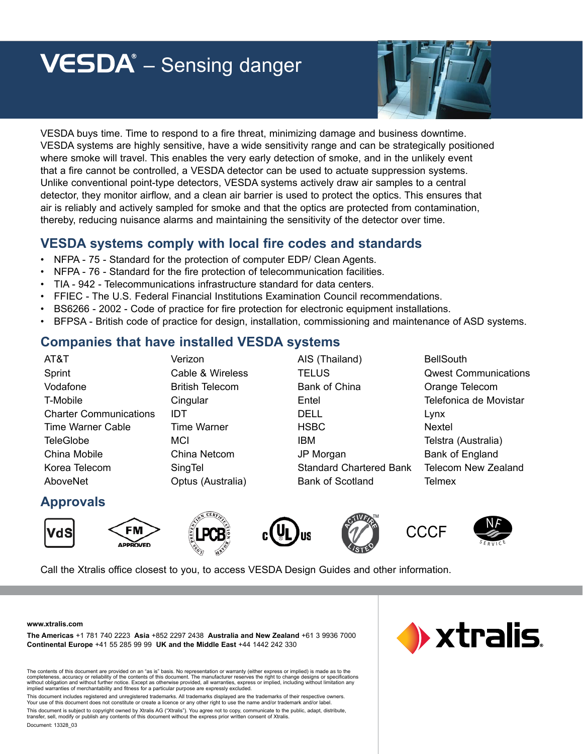# VESDA® – Sensing danger

VESDA buys time. Time to respond to a fire threat, minimizing damage and business downtime. VESDA systems are highly sensitive, have a wide sensitivity range and can be strategically positioned where smoke will travel. This enables the very early detection of smoke, and in the unlikely event that a fire cannot be controlled, a VESDA detector can be used to actuate suppression systems. Unlike conventional point-type detectors, VESDA systems actively draw air samples to a central detector, they monitor airflow, and a clean air barrier is used to protect the optics. This ensures that air is reliably and actively sampled for smoke and that the optics are protected from contamination, thereby, reducing nuisance alarms and maintaining the sensitivity of the detector over time.

## VESDA systems comply with local fire codes and standards

- NFPA - 75 - Standard for the protection of computer EDP/ Clean Agents.
- NFPA - 76 - Standard for the fire protection of telecommunication facilities.
- TIA - 942 - Telecommunications infrastructure standard for data centers.
- FFIEC - The U.S. Federal Financial Institutions Examination Council recommendations.
- BS6266 - 2002 - Code of practice for fire protection for electronic equipment installations.
- BFPSA - British code of practice for design, installation, commissioning and maintenance of ASD systems.

## Companies that have installed VESDA systems

| | | | |
|---|---|---|---|
| AT&T | Verizon | AIS (Thailand) | BellSouth |
| Sprint | Cable & Wireless | TELUS | Qwest Communications |
| Vodafone | British Telecom | Bank of China | Orange Telecom |
| T-Mobile | Cingular | Entel | Telefonica de Movistar |
| Charter Communications | IDT | DELL | Lynx |
| Time Warner Cable | Time Warner | HSBC | Nextel |
| TeleGlobe | MCI | IBM | Telstra (Australia) |
| China Mobile | China Netcom | JP Morgan | Bank of England |
| Korea Telecom | SingTel | Standard Chartered Bank | Telecom New Zealand |
| AboveNet | Optus (Australia) | Bank of Scotland | Telmex |

## Approvals

VdS, FM APPROVED, LPCB, cULus, ActivFire Listed, CCCF, NF Service

Call the Xtralis office closest to you, to access VESDA Design Guides and other information.

**www.xtralis.com**

**The Americas** +1 781 740 2223 **Asia** +852 2297 2438 **Australia and New Zealand** +61 3 9936 7000
**Continental Europe** +41 55 285 99 99 **UK and the Middle East** +44 1442 242 330

xtralis

The contents of this document are provided on an "as is" basis. No representation or warranty (either express or implied) is made as to the completeness, accuracy or reliability of the contents of this document. The manufacturer reserves the right to change designs or specifications without obligation and without further notice. Except as otherwise provided, all warranties, express or implied, including without limitation any implied warranties of merchantability and fitness for a particular purpose are expressly excluded.

This document includes registered and unregistered trademarks. All trademarks displayed are the trademarks of their respective owners. Your use of this document does not constitute or create a licence or any other right to use the name and/or trademark and/or label.

This document is subject to copyright owned by Xtralis AG ("Xtralis"). You agree not to copy, communicate to the public, adapt, distribute, transfer, sell, modify or publish any contents of this document without the express prior written consent of Xtralis.

Document: 13328_03